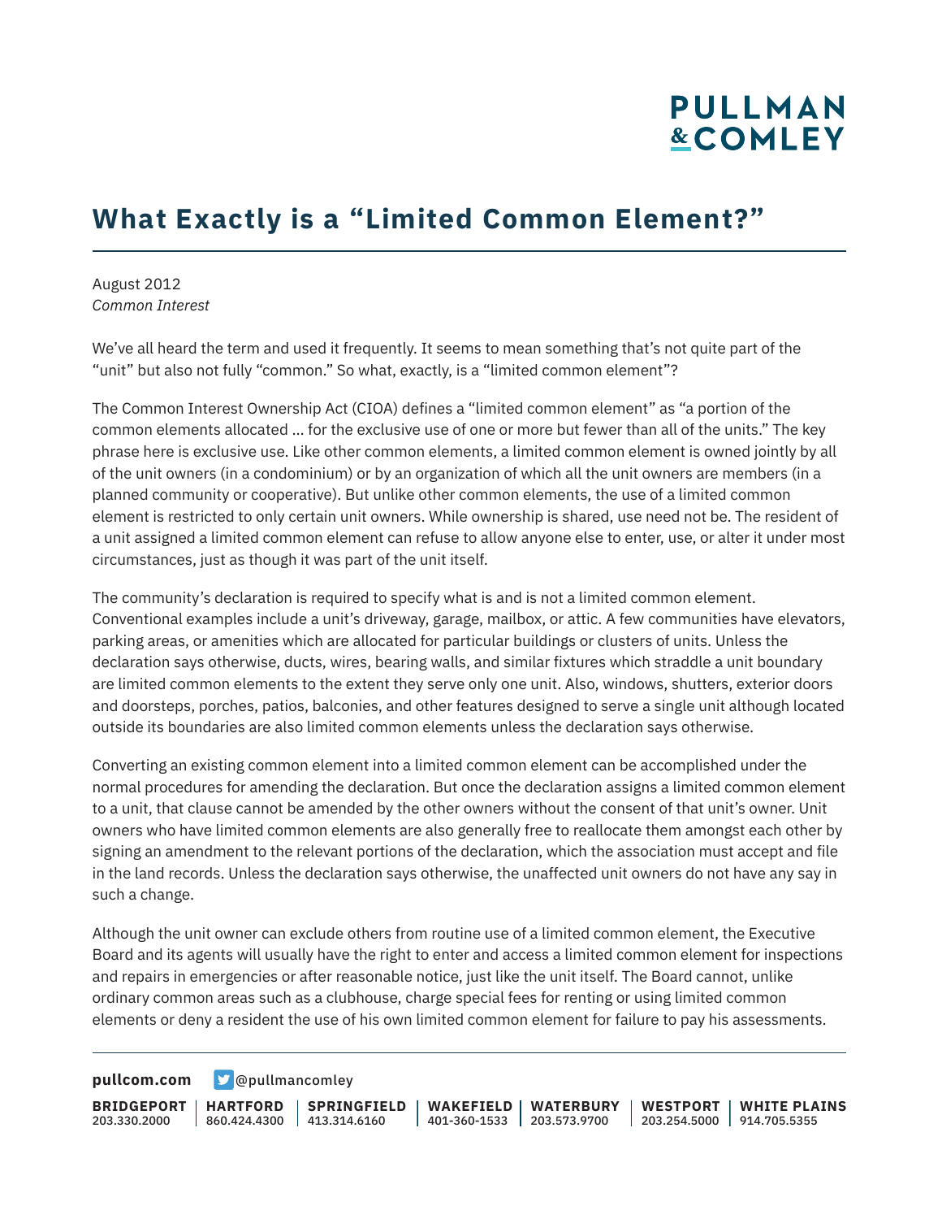# What Exactly is a "Limited Common Element?"

August 2012
*Common Interest*

We've all heard the term and used it frequently. It seems to mean something that's not quite part of the "unit" but also not fully "common." So what, exactly, is a "limited common element"?

The Common Interest Ownership Act (CIOA) defines a "limited common element" as "a portion of the common elements allocated ... for the exclusive use of one or more but fewer than all of the units." The key phrase here is exclusive use. Like other common elements, a limited common element is owned jointly by all of the unit owners (in a condominium) or by an organization of which all the unit owners are members (in a planned community or cooperative). But unlike other common elements, the use of a limited common element is restricted to only certain unit owners. While ownership is shared, use need not be. The resident of a unit assigned a limited common element can refuse to allow anyone else to enter, use, or alter it under most circumstances, just as though it was part of the unit itself.

The community's declaration is required to specify what is and is not a limited common element. Conventional examples include a unit's driveway, garage, mailbox, or attic. A few communities have elevators, parking areas, or amenities which are allocated for particular buildings or clusters of units. Unless the declaration says otherwise, ducts, wires, bearing walls, and similar fixtures which straddle a unit boundary are limited common elements to the extent they serve only one unit. Also, windows, shutters, exterior doors and doorsteps, porches, patios, balconies, and other features designed to serve a single unit although located outside its boundaries are also limited common elements unless the declaration says otherwise.

Converting an existing common element into a limited common element can be accomplished under the normal procedures for amending the declaration. But once the declaration assigns a limited common element to a unit, that clause cannot be amended by the other owners without the consent of that unit's owner. Unit owners who have limited common elements are also generally free to reallocate them amongst each other by signing an amendment to the relevant portions of the declaration, which the association must accept and file in the land records. Unless the declaration says otherwise, the unaffected unit owners do not have any say in such a change.

Although the unit owner can exclude others from routine use of a limited common element, the Executive Board and its agents will usually have the right to enter and access a limited common element for inspections and repairs in emergencies or after reasonable notice, just like the unit itself. The Board cannot, unlike ordinary common areas such as a clubhouse, charge special fees for renting or using limited common elements or deny a resident the use of his own limited common element for failure to pay his assessments.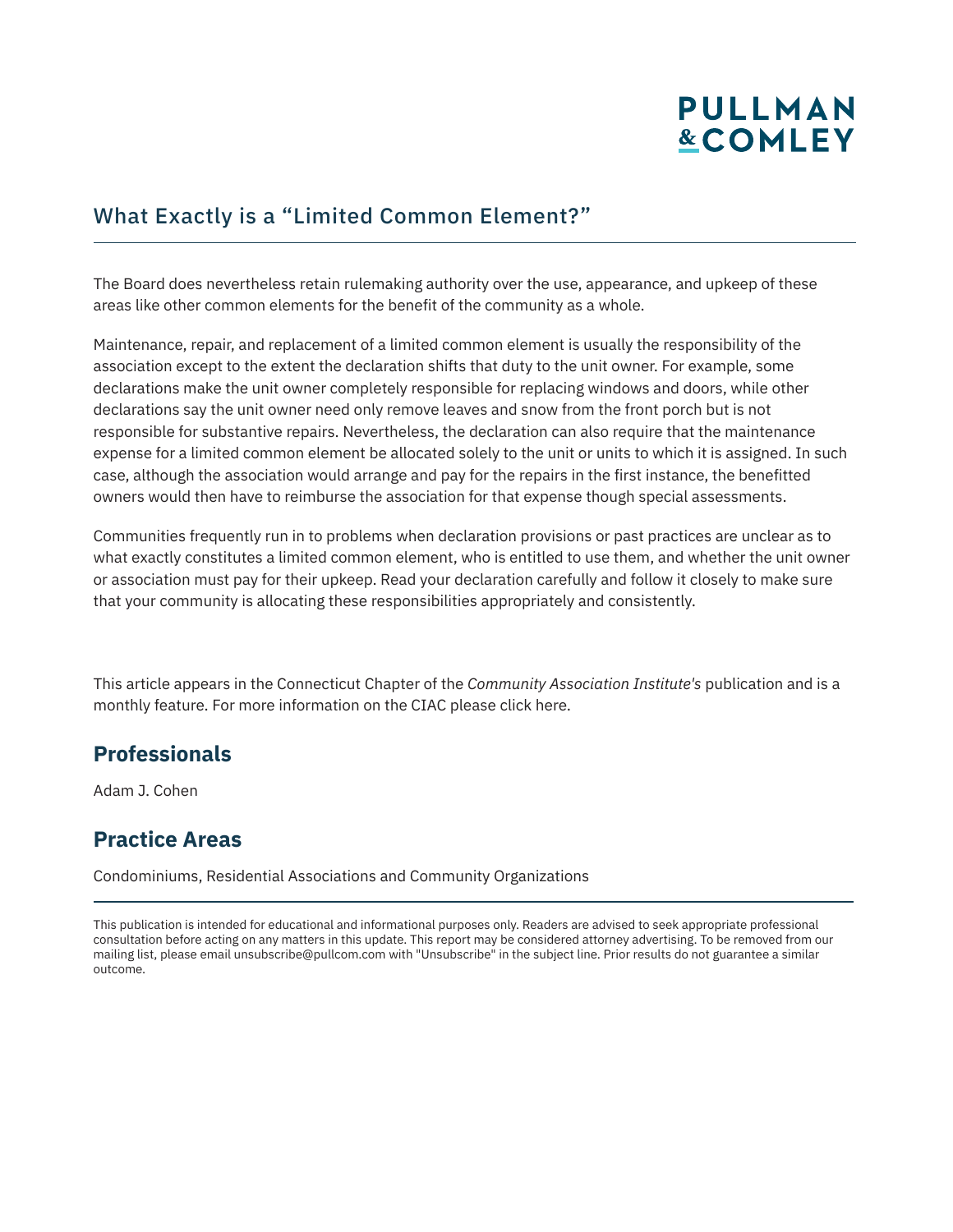## What Exactly is a "Limited Common Element?"

The Board does nevertheless retain rulemaking authority over the use, appearance, and upkeep of these areas like other common elements for the benefit of the community as a whole.

Maintenance, repair, and replacement of a limited common element is usually the responsibility of the association except to the extent the declaration shifts that duty to the unit owner. For example, some declarations make the unit owner completely responsible for replacing windows and doors, while other declarations say the unit owner need only remove leaves and snow from the front porch but is not responsible for substantive repairs. Nevertheless, the declaration can also require that the maintenance expense for a limited common element be allocated solely to the unit or units to which it is assigned. In such case, although the association would arrange and pay for the repairs in the first instance, the benefitted owners would then have to reimburse the association for that expense though special assessments.

Communities frequently run in to problems when declaration provisions or past practices are unclear as to what exactly constitutes a limited common element, who is entitled to use them, and whether the unit owner or association must pay for their upkeep. Read your declaration carefully and follow it closely to make sure that your community is allocating these responsibilities appropriately and consistently.

This article appears in the Connecticut Chapter of the *Community Association Institute's* publication and is a monthly feature. For more information on the CIAC please click here.

## Professionals

Adam J. Cohen

## Practice Areas

Condominiums, Residential Associations and Community Organizations

---

This publication is intended for educational and informational purposes only. Readers are advised to seek appropriate professional consultation before acting on any matters in this update. This report may be considered attorney advertising. To be removed from our mailing list, please email unsubscribe@pullcom.com with "Unsubscribe" in the subject line. Prior results do not guarantee a similar outcome.